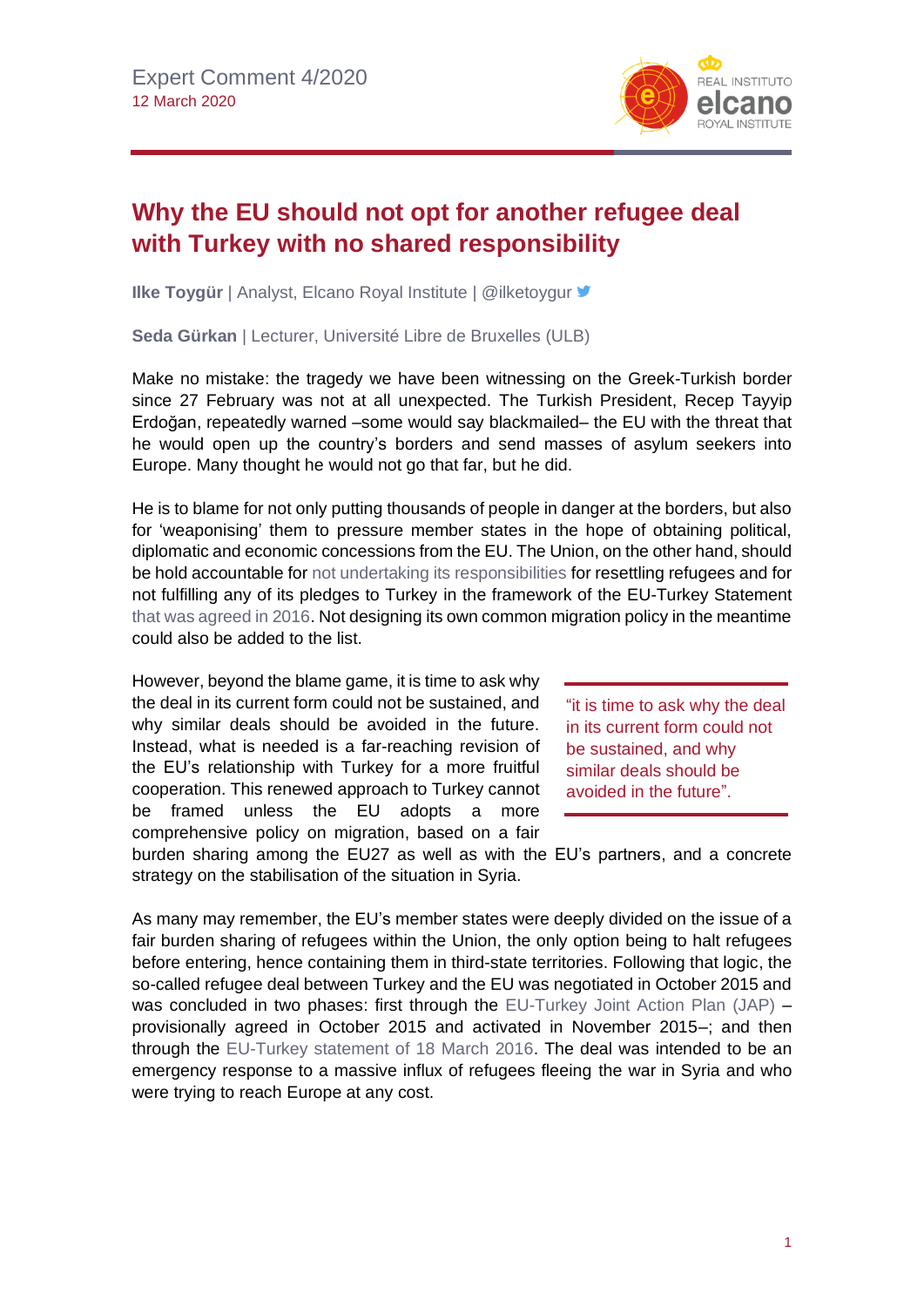Expert Comment 4/2020
12 March 2020

# Why the EU should not opt for another refugee deal with Turkey with no shared responsibility

**Ilke Toygür** | Analyst, Elcano Royal Institute | @ilketoygur

**Seda Gürkan** | Lecturer, Université Libre de Bruxelles (ULB)

Make no mistake: the tragedy we have been witnessing on the Greek-Turkish border since 27 February was not at all unexpected. The Turkish President, Recep Tayyip Erdoğan, repeatedly warned –some would say blackmailed– the EU with the threat that he would open up the country's borders and send masses of asylum seekers into Europe. Many thought he would not go that far, but he did.

He is to blame for not only putting thousands of people in danger at the borders, but also for 'weaponising' them to pressure member states in the hope of obtaining political, diplomatic and economic concessions from the EU. The Union, on the other hand, should be hold accountable for not undertaking its responsibilities for resettling refugees and for not fulfilling any of its pledges to Turkey in the framework of the EU-Turkey Statement that was agreed in 2016. Not designing its own common migration policy in the meantime could also be added to the list.

However, beyond the blame game, it is time to ask why the deal in its current form could not be sustained, and why similar deals should be avoided in the future. Instead, what is needed is a far-reaching revision of the EU's relationship with Turkey for a more fruitful cooperation. This renewed approach to Turkey cannot be framed unless the EU adopts a more comprehensive policy on migration, based on a fair burden sharing among the EU27 as well as with the EU's partners, and a concrete strategy on the stabilisation of the situation in Syria.

> "it is time to ask why the deal in its current form could not be sustained, and why similar deals should be avoided in the future".

As many may remember, the EU's member states were deeply divided on the issue of a fair burden sharing of refugees within the Union, the only option being to halt refugees before entering, hence containing them in third-state territories. Following that logic, the so-called refugee deal between Turkey and the EU was negotiated in October 2015 and was concluded in two phases: first through the EU-Turkey Joint Action Plan (JAP) –provisionally agreed in October 2015 and activated in November 2015–; and then through the EU-Turkey statement of 18 March 2016. The deal was intended to be an emergency response to a massive influx of refugees fleeing the war in Syria and who were trying to reach Europe at any cost.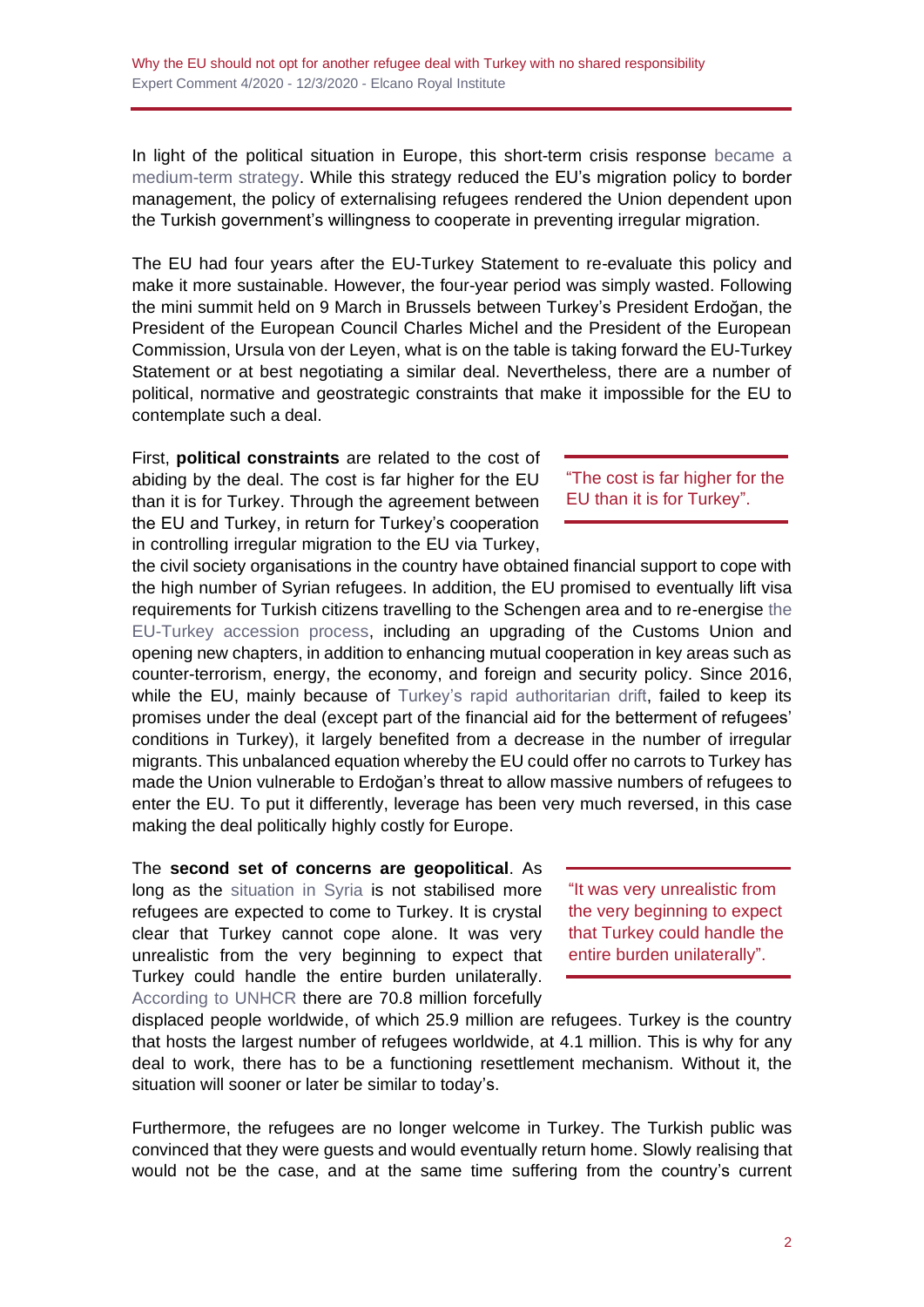In light of the political situation in Europe, this short-term crisis response became a medium-term strategy. While this strategy reduced the EU's migration policy to border management, the policy of externalising refugees rendered the Union dependent upon the Turkish government's willingness to cooperate in preventing irregular migration.

The EU had four years after the EU-Turkey Statement to re-evaluate this policy and make it more sustainable. However, the four-year period was simply wasted. Following the mini summit held on 9 March in Brussels between Turkey's President Erdoğan, the President of the European Council Charles Michel and the President of the European Commission, Ursula von der Leyen, what is on the table is taking forward the EU-Turkey Statement or at best negotiating a similar deal. Nevertheless, there are a number of political, normative and geostrategic constraints that make it impossible for the EU to contemplate such a deal.

First, **political constraints** are related to the cost of abiding by the deal. The cost is far higher for the EU than it is for Turkey. Through the agreement between the EU and Turkey, in return for Turkey's cooperation in controlling irregular migration to the EU via Turkey, the civil society organisations in the country have obtained financial support to cope with the high number of Syrian refugees. In addition, the EU promised to eventually lift visa requirements for Turkish citizens travelling to the Schengen area and to re-energise the EU-Turkey accession process, including an upgrading of the Customs Union and opening new chapters, in addition to enhancing mutual cooperation in key areas such as counter-terrorism, energy, the economy, and foreign and security policy. Since 2016, while the EU, mainly because of Turkey's rapid authoritarian drift, failed to keep its promises under the deal (except part of the financial aid for the betterment of refugees' conditions in Turkey), it largely benefited from a decrease in the number of irregular migrants. This unbalanced equation whereby the EU could offer no carrots to Turkey has made the Union vulnerable to Erdoğan's threat to allow massive numbers of refugees to enter the EU. To put it differently, leverage has been very much reversed, in this case making the deal politically highly costly for Europe.

> "The cost is far higher for the EU than it is for Turkey".

The **second set of concerns are geopolitical**. As long as the situation in Syria is not stabilised more refugees are expected to come to Turkey. It is crystal clear that Turkey cannot cope alone. It was very unrealistic from the very beginning to expect that Turkey could handle the entire burden unilaterally. According to UNHCR there are 70.8 million forcefully displaced people worldwide, of which 25.9 million are refugees. Turkey is the country that hosts the largest number of refugees worldwide, at 4.1 million. This is why for any deal to work, there has to be a functioning resettlement mechanism. Without it, the situation will sooner or later be similar to today's.

> "It was very unrealistic from the very beginning to expect that Turkey could handle the entire burden unilaterally".

Furthermore, the refugees are no longer welcome in Turkey. The Turkish public was convinced that they were guests and would eventually return home. Slowly realising that would not be the case, and at the same time suffering from the country's current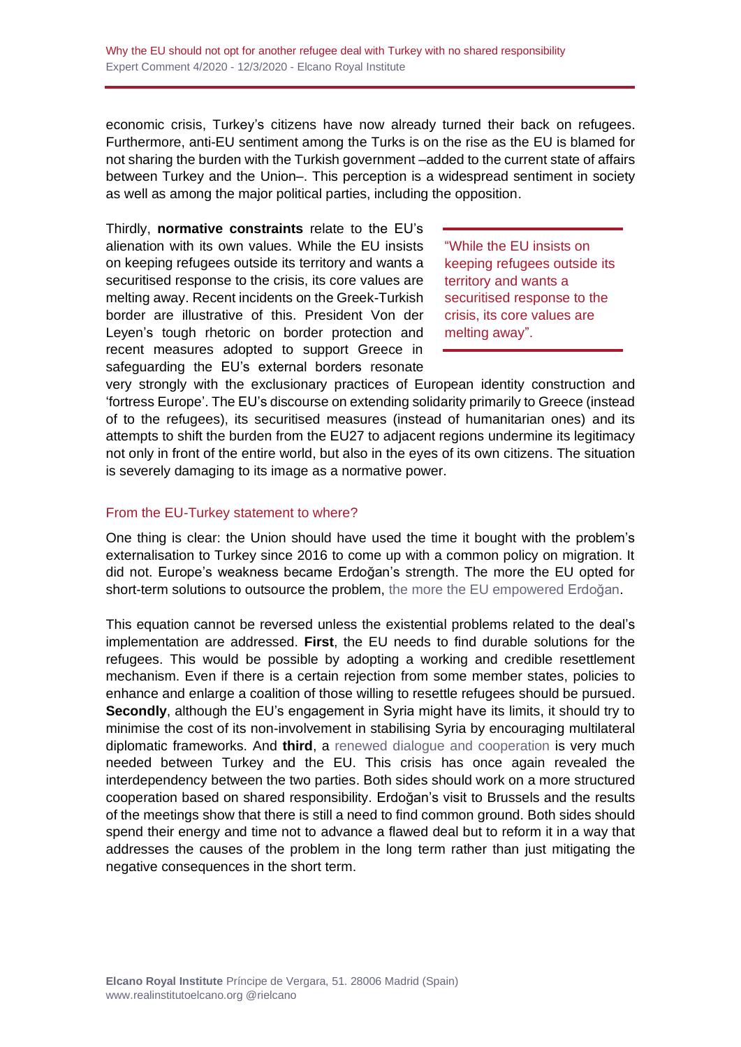economic crisis, Turkey's citizens have now already turned their back on refugees. Furthermore, anti-EU sentiment among the Turks is on the rise as the EU is blamed for not sharing the burden with the Turkish government –added to the current state of affairs between Turkey and the Union–. This perception is a widespread sentiment in society as well as among the major political parties, including the opposition.

Thirdly, **normative constraints** relate to the EU's alienation with its own values. While the EU insists on keeping refugees outside its territory and wants a securitised response to the crisis, its core values are melting away. Recent incidents on the Greek-Turkish border are illustrative of this. President Von der Leyen's tough rhetoric on border protection and recent measures adopted to support Greece in safeguarding the EU's external borders resonate very strongly with the exclusionary practices of European identity construction and 'fortress Europe'. The EU's discourse on extending solidarity primarily to Greece (instead of to the refugees), its securitised measures (instead of humanitarian ones) and its attempts to shift the burden from the EU27 to adjacent regions undermine its legitimacy not only in front of the entire world, but also in the eyes of its own citizens. The situation is severely damaging to its image as a normative power.

> "While the EU insists on keeping refugees outside its territory and wants a securitised response to the crisis, its core values are melting away".

## From the EU-Turkey statement to where?

One thing is clear: the Union should have used the time it bought with the problem's externalisation to Turkey since 2016 to come up with a common policy on migration. It did not. Europe's weakness became Erdoğan's strength. The more the EU opted for short-term solutions to outsource the problem, the more the EU empowered Erdoğan.

This equation cannot be reversed unless the existential problems related to the deal's implementation are addressed. **First**, the EU needs to find durable solutions for the refugees. This would be possible by adopting a working and credible resettlement mechanism. Even if there is a certain rejection from some member states, policies to enhance and enlarge a coalition of those willing to resettle refugees should be pursued. **Secondly**, although the EU's engagement in Syria might have its limits, it should try to minimise the cost of its non-involvement in stabilising Syria by encouraging multilateral diplomatic frameworks. And **third**, a renewed dialogue and cooperation is very much needed between Turkey and the EU. This crisis has once again revealed the interdependency between the two parties. Both sides should work on a more structured cooperation based on shared responsibility. Erdoğan's visit to Brussels and the results of the meetings show that there is still a need to find common ground. Both sides should spend their energy and time not to advance a flawed deal but to reform it in a way that addresses the causes of the problem in the long term rather than just mitigating the negative consequences in the short term.